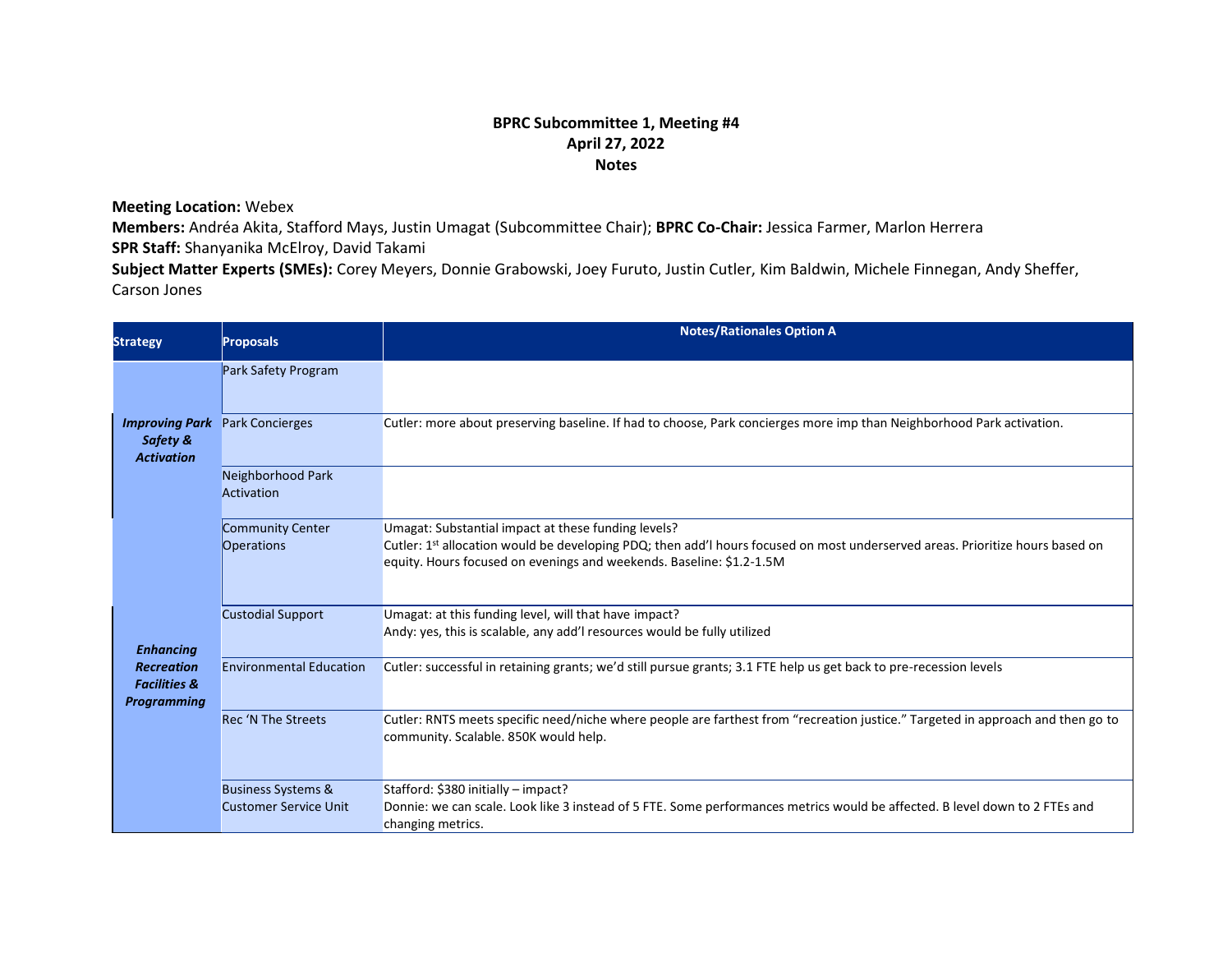**BPRC Subcommittee 1, Meeting #4**
**April 27, 2022**
**Notes**

**Meeting Location:** Webex
**Members:** Andréa Akita, Stafford Mays, Justin Umagat (Subcommittee Chair); **BPRC Co-Chair:** Jessica Farmer, Marlon Herrera
**SPR Staff:** Shanyanika McElroy, David Takami
**Subject Matter Experts (SMEs):** Corey Meyers, Donnie Grabowski, Joey Furuto, Justin Cutler, Kim Baldwin, Michele Finnegan, Andy Sheffer, Carson Jones

| Strategy | Proposals | Notes/Rationales Option A |
|---|---|---|
| ***Improving Park Safety & Activation*** | Park Safety Program | |
| | Park Concierges | Cutler: more about preserving baseline. If had to choose, Park concierges more imp than Neighborhood Park activation. |
| | Neighborhood Park Activation | |
| ***Enhancing Recreation Facilities & Programming*** | Community Center Operations | Umagat: Substantial impact at these funding levels?<br>Cutler: 1st allocation would be developing PDQ; then add'l hours focused on most underserved areas. Prioritize hours based on equity. Hours focused on evenings and weekends. Baseline: $1.2-1.5M |
| | Custodial Support | Umagat: at this funding level, will that have impact?<br>Andy: yes, this is scalable, any add'l resources would be fully utilized |
| | Environmental Education | Cutler: successful in retaining grants; we'd still pursue grants; 3.1 FTE help us get back to pre-recession levels |
| | Rec 'N The Streets | Cutler: RNTS meets specific need/niche where people are farthest from "recreation justice." Targeted in approach and then go to community. Scalable. 850K would help. |
| | Business Systems & Customer Service Unit | Stafford: $380 initially – impact?<br>Donnie: we can scale. Look like 3 instead of 5 FTE. Some performances metrics would be affected. B level down to 2 FTEs and changing metrics. |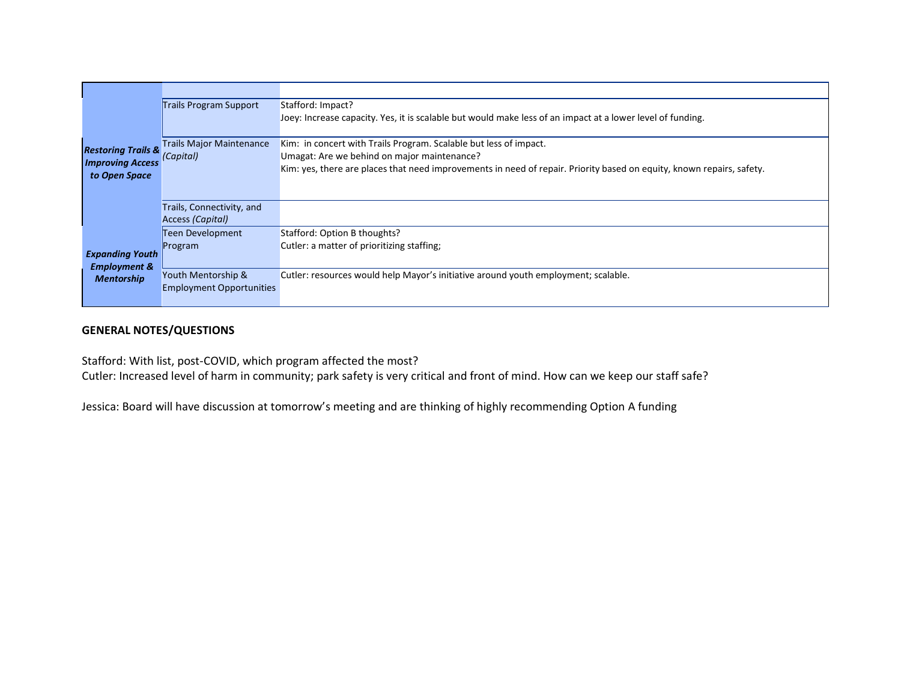| | | |
|---|---|---|
| | | |
| ***Restoring Trails & Improving Access to Open Space*** | Trails Program Support | Stafford: Impact?<br>Joey: Increase capacity. Yes, it is scalable but would make less of an impact at a lower level of funding. |
| | Trails Major Maintenance *(Capital)* | Kim: in concert with Trails Program. Scalable but less of impact.<br>Umagat: Are we behind on major maintenance?<br>Kim: yes, there are places that need improvements in need of repair. Priority based on equity, known repairs, safety. |
| | Trails, Connectivity, and Access *(Capital)* | |
| ***Expanding Youth Employment & Mentorship*** | Teen Development Program | Stafford: Option B thoughts?<br>Cutler: a matter of prioritizing staffing; |
| | Youth Mentorship & Employment Opportunities | Cutler: resources would help Mayor's initiative around youth employment; scalable. |

**GENERAL NOTES/QUESTIONS**

Stafford: With list, post-COVID, which program affected the most?
Cutler: Increased level of harm in community; park safety is very critical and front of mind. How can we keep our staff safe?

Jessica: Board will have discussion at tomorrow's meeting and are thinking of highly recommending Option A funding